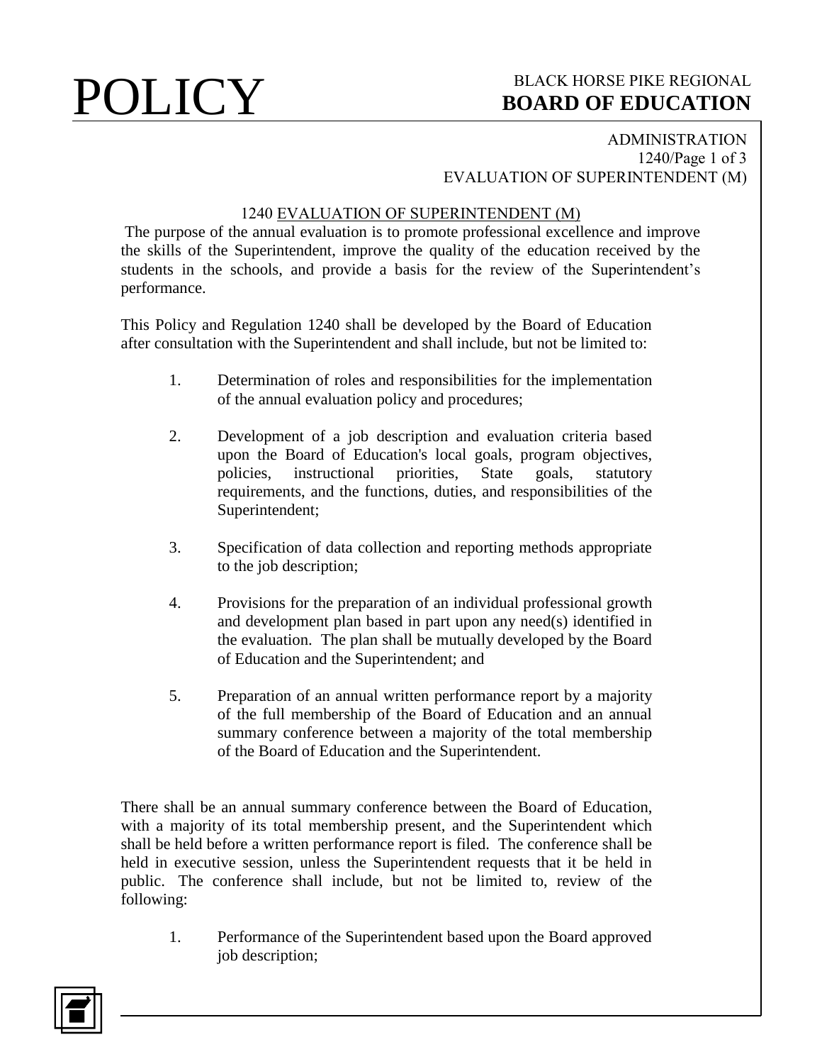# POLICY

**BLACK HORSE PIKE REGIONAL BOARD OF EDUCATION**

ADMINISTRATION
EVALUATION OF SUPERINTENDENT (M)

## 1240 EVALUATION OF SUPERINTENDENT (M)

The purpose of the annual evaluation is to promote professional excellence and improve the skills of the Superintendent, improve the quality of the education received by the students in the schools, and provide a basis for the review of the Superintendent's performance.

This Policy and Regulation 1240 shall be developed by the Board of Education after consultation with the Superintendent and shall include, but not be limited to:

1. Determination of roles and responsibilities for the implementation of the annual evaluation policy and procedures;

2. Development of a job description and evaluation criteria based upon the Board of Education's local goals, program objectives, policies, instructional priorities, State goals, statutory requirements, and the functions, duties, and responsibilities of the Superintendent;

3. Specification of data collection and reporting methods appropriate to the job description;

4. Provisions for the preparation of an individual professional growth and development plan based in part upon any need(s) identified in the evaluation. The plan shall be mutually developed by the Board of Education and the Superintendent; and

5. Preparation of an annual written performance report by a majority of the full membership of the Board of Education and an annual summary conference between a majority of the total membership of the Board of Education and the Superintendent.

There shall be an annual summary conference between the Board of Education, with a majority of its total membership present, and the Superintendent which shall be held before a written performance report is filed. The conference shall be held in executive session, unless the Superintendent requests that it be held in public. The conference shall include, but not be limited to, review of the following:

1. Performance of the Superintendent based upon the Board approved job description;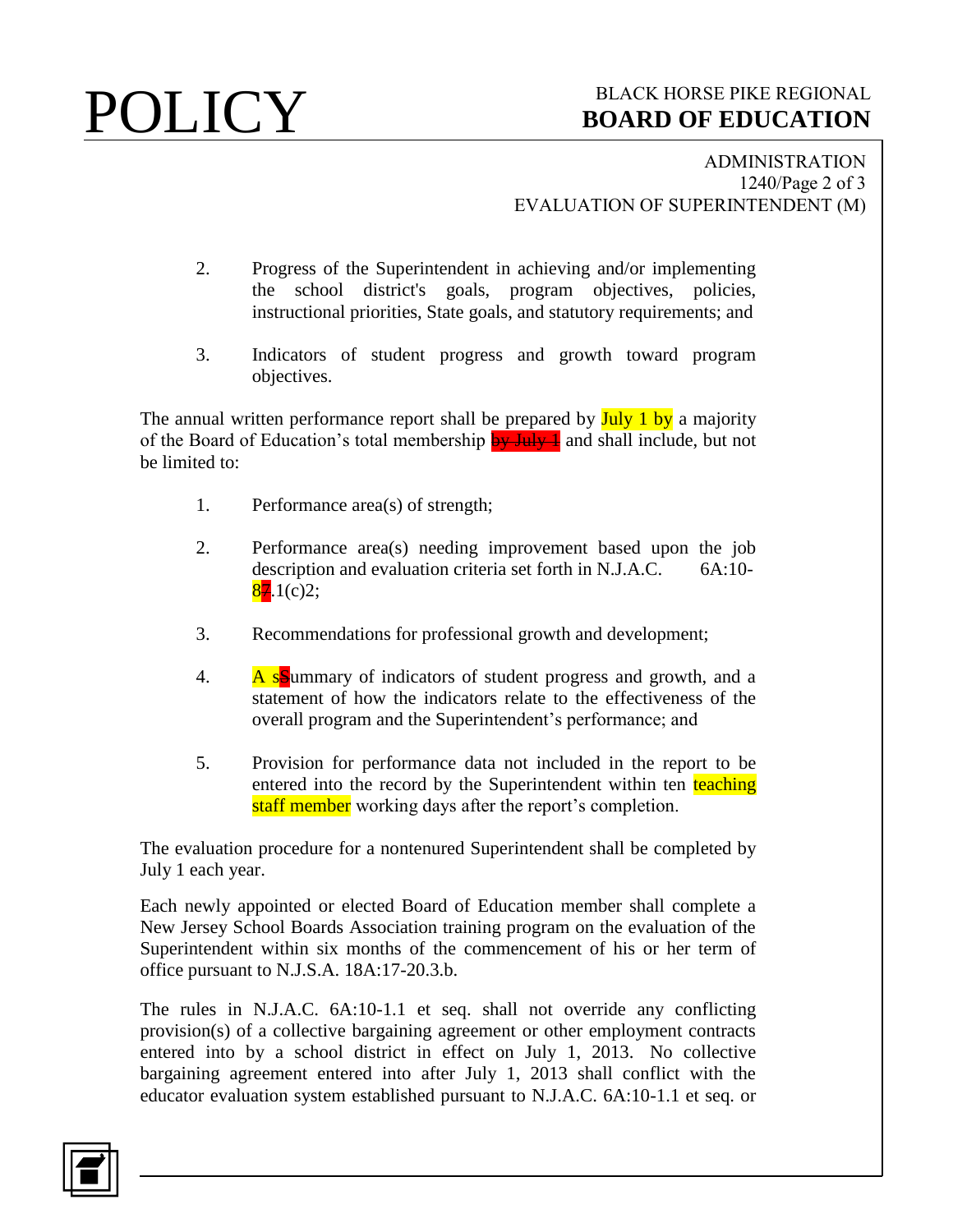2. Progress of the Superintendent in achieving and/or implementing the school district's goals, program objectives, policies, instructional priorities, State goals, and statutory requirements; and

3. Indicators of student progress and growth toward program objectives.

The annual written performance report shall be prepared by July 1 by a majority of the Board of Education's total membership ~~by July 1~~ and shall include, but not be limited to:

1. Performance area(s) of strength;

2. Performance area(s) needing improvement based upon the job description and evaluation criteria set forth in N.J.A.C. 6A:10-8~~7~~.1(c)2;

3. Recommendations for professional growth and development;

4. A s~~S~~ummary of indicators of student progress and growth, and a statement of how the indicators relate to the effectiveness of the overall program and the Superintendent's performance; and

5. Provision for performance data not included in the report to be entered into the record by the Superintendent within ten teaching staff member working days after the report's completion.

The evaluation procedure for a nontenured Superintendent shall be completed by July 1 each year.

Each newly appointed or elected Board of Education member shall complete a New Jersey School Boards Association training program on the evaluation of the Superintendent within six months of the commencement of his or her term of office pursuant to N.J.S.A. 18A:17-20.3.b.

The rules in N.J.A.C. 6A:10-1.1 et seq. shall not override any conflicting provision(s) of a collective bargaining agreement or other employment contracts entered into by a school district in effect on July 1, 2013. No collective bargaining agreement entered into after July 1, 2013 shall conflict with the educator evaluation system established pursuant to N.J.A.C. 6A:10-1.1 et seq. or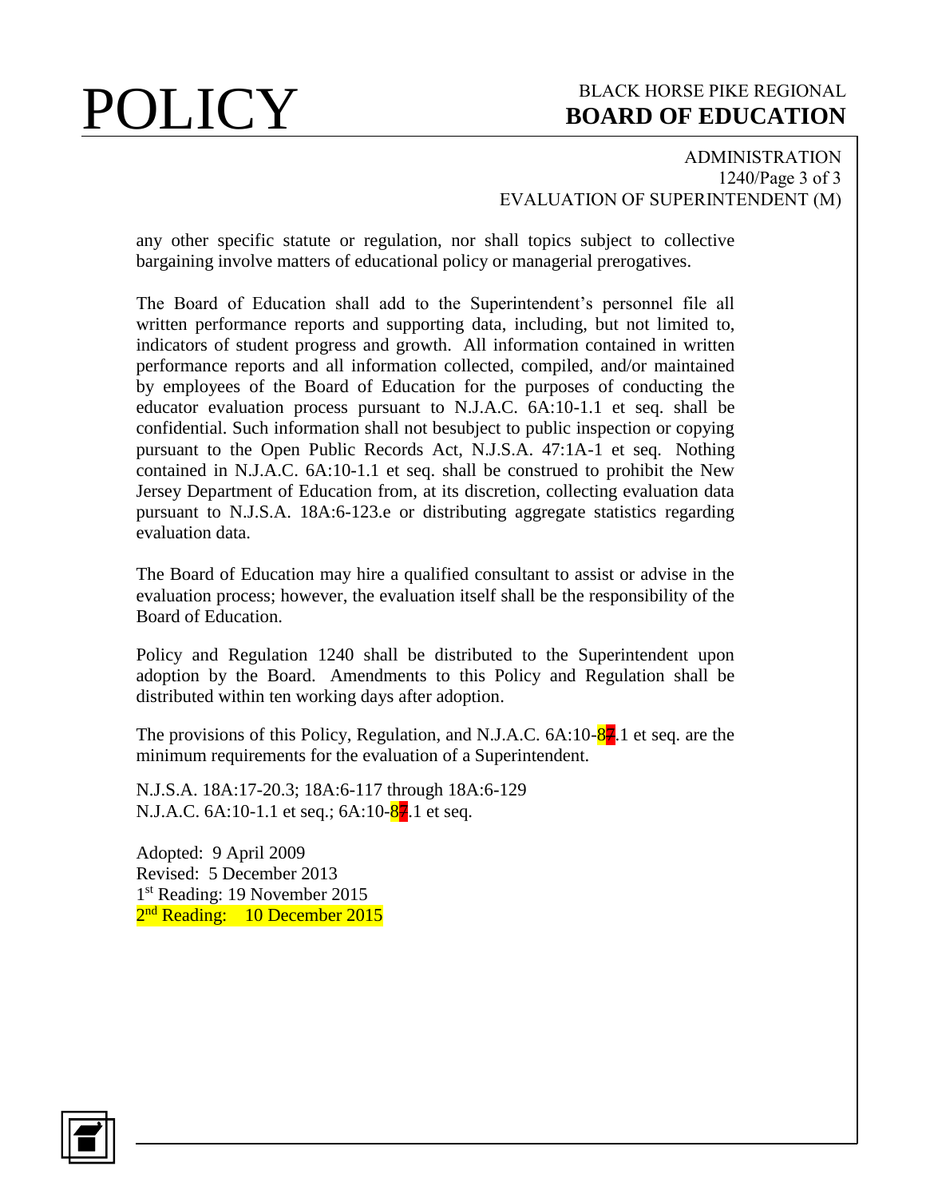any other specific statute or regulation, nor shall topics subject to collective bargaining involve matters of educational policy or managerial prerogatives.

The Board of Education shall add to the Superintendent's personnel file all written performance reports and supporting data, including, but not limited to, indicators of student progress and growth. All information contained in written performance reports and all information collected, compiled, and/or maintained by employees of the Board of Education for the purposes of conducting the educator evaluation process pursuant to N.J.A.C. 6A:10-1.1 et seq. shall be confidential. Such information shall not besubject to public inspection or copying pursuant to the Open Public Records Act, N.J.S.A. 47:1A-1 et seq. Nothing contained in N.J.A.C. 6A:10-1.1 et seq. shall be construed to prohibit the New Jersey Department of Education from, at its discretion, collecting evaluation data pursuant to N.J.S.A. 18A:6-123.e or distributing aggregate statistics regarding evaluation data.

The Board of Education may hire a qualified consultant to assist or advise in the evaluation process; however, the evaluation itself shall be the responsibility of the Board of Education.

Policy and Regulation 1240 shall be distributed to the Superintendent upon adoption by the Board. Amendments to this Policy and Regulation shall be distributed within ten working days after adoption.

The provisions of this Policy, Regulation, and N.J.A.C. 6A:10-8~~7~~.1 et seq. are the minimum requirements for the evaluation of a Superintendent.

N.J.S.A. 18A:17-20.3; 18A:6-117 through 18A:6-129
N.J.A.C. 6A:10-1.1 et seq.; 6A:10-8~~7~~.1 et seq.

Adopted: 9 April 2009
Revised: 5 December 2013
1st Reading: 19 November 2015
2nd Reading: 10 December 2015